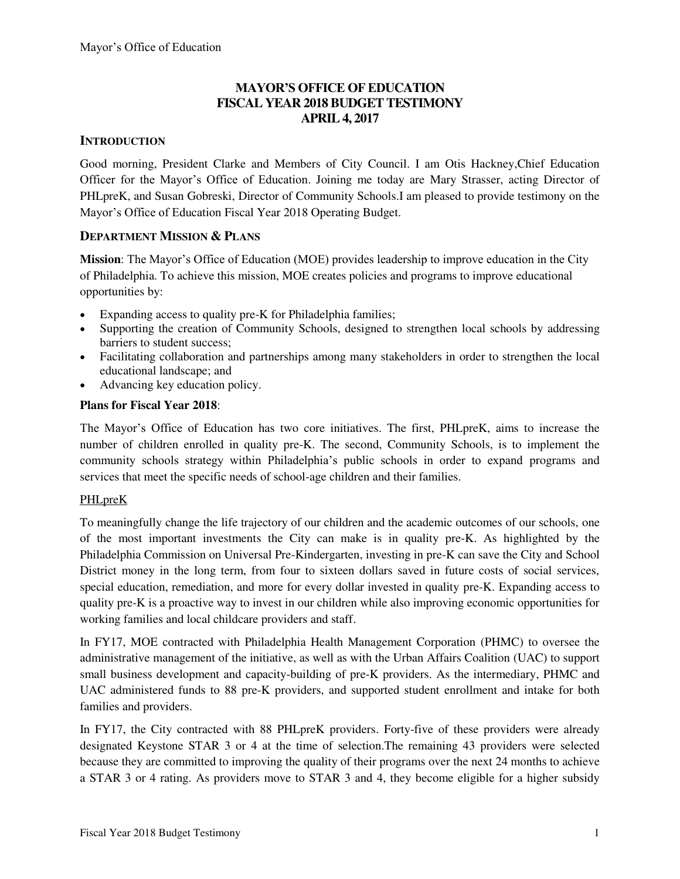# MAYOR'S OFFICE OF EDUCATION
# FISCAL YEAR 2018 BUDGET TESTIMONY
# APRIL 4, 2017

## INTRODUCTION

Good morning, President Clarke and Members of City Council. I am Otis Hackney,Chief Education Officer for the Mayor's Office of Education. Joining me today are Mary Strasser, acting Director of PHLpreK, and Susan Gobreski, Director of Community Schools.I am pleased to provide testimony on the Mayor's Office of Education Fiscal Year 2018 Operating Budget.

## DEPARTMENT MISSION & PLANS

**Mission**: The Mayor's Office of Education (MOE) provides leadership to improve education in the City of Philadelphia. To achieve this mission, MOE creates policies and programs to improve educational opportunities by:

- Expanding access to quality pre-K for Philadelphia families;
- Supporting the creation of Community Schools, designed to strengthen local schools by addressing barriers to student success;
- Facilitating collaboration and partnerships among many stakeholders in order to strengthen the local educational landscape; and
- Advancing key education policy.

**Plans for Fiscal Year 2018**:

The Mayor's Office of Education has two core initiatives. The first, PHLpreK, aims to increase the number of children enrolled in quality pre-K. The second, Community Schools, is to implement the community schools strategy within Philadelphia's public schools in order to expand programs and services that meet the specific needs of school-age children and their families.

PHLpreK

To meaningfully change the life trajectory of our children and the academic outcomes of our schools, one of the most important investments the City can make is in quality pre-K. As highlighted by the Philadelphia Commission on Universal Pre-Kindergarten, investing in pre-K can save the City and School District money in the long term, from four to sixteen dollars saved in future costs of social services, special education, remediation, and more for every dollar invested in quality pre-K. Expanding access to quality pre-K is a proactive way to invest in our children while also improving economic opportunities for working families and local childcare providers and staff.

In FY17, MOE contracted with Philadelphia Health Management Corporation (PHMC) to oversee the administrative management of the initiative, as well as with the Urban Affairs Coalition (UAC) to support small business development and capacity-building of pre-K providers. As the intermediary, PHMC and UAC administered funds to 88 pre-K providers, and supported student enrollment and intake for both families and providers.

In FY17, the City contracted with 88 PHLpreK providers. Forty-five of these providers were already designated Keystone STAR 3 or 4 at the time of selection.The remaining 43 providers were selected because they are committed to improving the quality of their programs over the next 24 months to achieve a STAR 3 or 4 rating. As providers move to STAR 3 and 4, they become eligible for a higher subsidy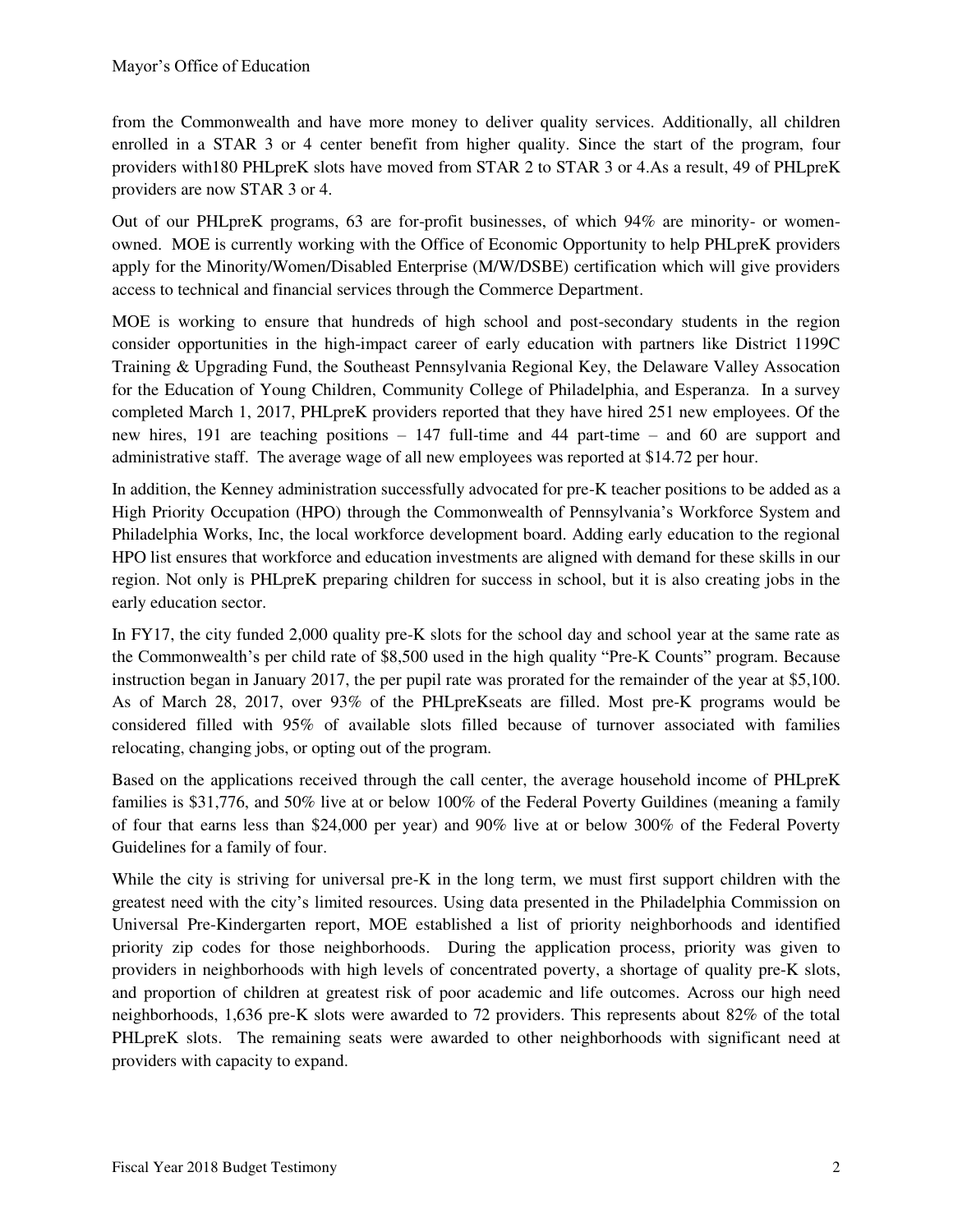from the Commonwealth and have more money to deliver quality services. Additionally, all children enrolled in a STAR 3 or 4 center benefit from higher quality. Since the start of the program, four providers with180 PHLpreK slots have moved from STAR 2 to STAR 3 or 4.As a result, 49 of PHLpreK providers are now STAR 3 or 4.

Out of our PHLpreK programs, 63 are for-profit businesses, of which 94% are minority- or women-owned. MOE is currently working with the Office of Economic Opportunity to help PHLpreK providers apply for the Minority/Women/Disabled Enterprise (M/W/DSBE) certification which will give providers access to technical and financial services through the Commerce Department.

MOE is working to ensure that hundreds of high school and post-secondary students in the region consider opportunities in the high-impact career of early education with partners like District 1199C Training & Upgrading Fund, the Southeast Pennsylvania Regional Key, the Delaware Valley Assocation for the Education of Young Children, Community College of Philadelphia, and Esperanza. In a survey completed March 1, 2017, PHLpreK providers reported that they have hired 251 new employees. Of the new hires, 191 are teaching positions – 147 full-time and 44 part-time – and 60 are support and administrative staff. The average wage of all new employees was reported at $14.72 per hour.

In addition, the Kenney administration successfully advocated for pre-K teacher positions to be added as a High Priority Occupation (HPO) through the Commonwealth of Pennsylvania's Workforce System and Philadelphia Works, Inc, the local workforce development board. Adding early education to the regional HPO list ensures that workforce and education investments are aligned with demand for these skills in our region. Not only is PHLpreK preparing children for success in school, but it is also creating jobs in the early education sector.

In FY17, the city funded 2,000 quality pre-K slots for the school day and school year at the same rate as the Commonwealth's per child rate of $8,500 used in the high quality "Pre-K Counts" program. Because instruction began in January 2017, the per pupil rate was prorated for the remainder of the year at $5,100. As of March 28, 2017, over 93% of the PHLpreKseats are filled. Most pre-K programs would be considered filled with 95% of available slots filled because of turnover associated with families relocating, changing jobs, or opting out of the program.

Based on the applications received through the call center, the average household income of PHLpreK families is $31,776, and 50% live at or below 100% of the Federal Poverty Guildines (meaning a family of four that earns less than $24,000 per year) and 90% live at or below 300% of the Federal Poverty Guidelines for a family of four.

While the city is striving for universal pre-K in the long term, we must first support children with the greatest need with the city's limited resources. Using data presented in the Philadelphia Commission on Universal Pre-Kindergarten report, MOE established a list of priority neighborhoods and identified priority zip codes for those neighborhoods. During the application process, priority was given to providers in neighborhoods with high levels of concentrated poverty, a shortage of quality pre-K slots, and proportion of children at greatest risk of poor academic and life outcomes. Across our high need neighborhoods, 1,636 pre-K slots were awarded to 72 providers. This represents about 82% of the total PHLpreK slots. The remaining seats were awarded to other neighborhoods with significant need at providers with capacity to expand.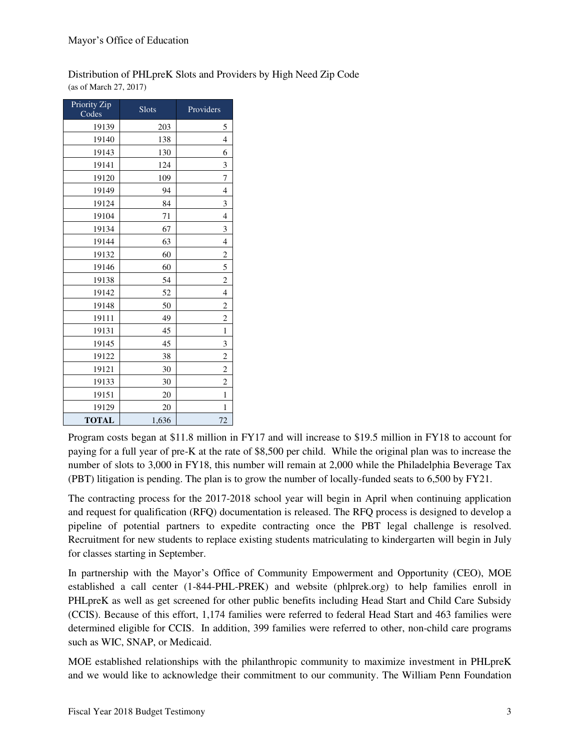Distribution of PHLpreK Slots and Providers by High Need Zip Code
(as of March 27, 2017)

| Priority Zip Codes | Slots | Providers |
|---|---|---|
| 19139 | 203 | 5 |
| 19140 | 138 | 4 |
| 19143 | 130 | 6 |
| 19141 | 124 | 3 |
| 19120 | 109 | 7 |
| 19149 | 94 | 4 |
| 19124 | 84 | 3 |
| 19104 | 71 | 4 |
| 19134 | 67 | 3 |
| 19144 | 63 | 4 |
| 19132 | 60 | 2 |
| 19146 | 60 | 5 |
| 19138 | 54 | 2 |
| 19142 | 52 | 4 |
| 19148 | 50 | 2 |
| 19111 | 49 | 2 |
| 19131 | 45 | 1 |
| 19145 | 45 | 3 |
| 19122 | 38 | 2 |
| 19121 | 30 | 2 |
| 19133 | 30 | 2 |
| 19151 | 20 | 1 |
| 19129 | 20 | 1 |
| **TOTAL** | 1,636 | 72 |

Program costs began at $11.8 million in FY17 and will increase to $19.5 million in FY18 to account for paying for a full year of pre-K at the rate of $8,500 per child. While the original plan was to increase the number of slots to 3,000 in FY18, this number will remain at 2,000 while the Philadelphia Beverage Tax (PBT) litigation is pending. The plan is to grow the number of locally-funded seats to 6,500 by FY21.

The contracting process for the 2017-2018 school year will begin in April when continuing application and request for qualification (RFQ) documentation is released. The RFQ process is designed to develop a pipeline of potential partners to expedite contracting once the PBT legal challenge is resolved. Recruitment for new students to replace existing students matriculating to kindergarten will begin in July for classes starting in September.

In partnership with the Mayor's Office of Community Empowerment and Opportunity (CEO), MOE established a call center (1-844-PHL-PREK) and website (phlprek.org) to help families enroll in PHLpreK as well as get screened for other public benefits including Head Start and Child Care Subsidy (CCIS). Because of this effort, 1,174 families were referred to federal Head Start and 463 families were determined eligible for CCIS. In addition, 399 families were referred to other, non-child care programs such as WIC, SNAP, or Medicaid.

MOE established relationships with the philanthropic community to maximize investment in PHLpreK and we would like to acknowledge their commitment to our community. The William Penn Foundation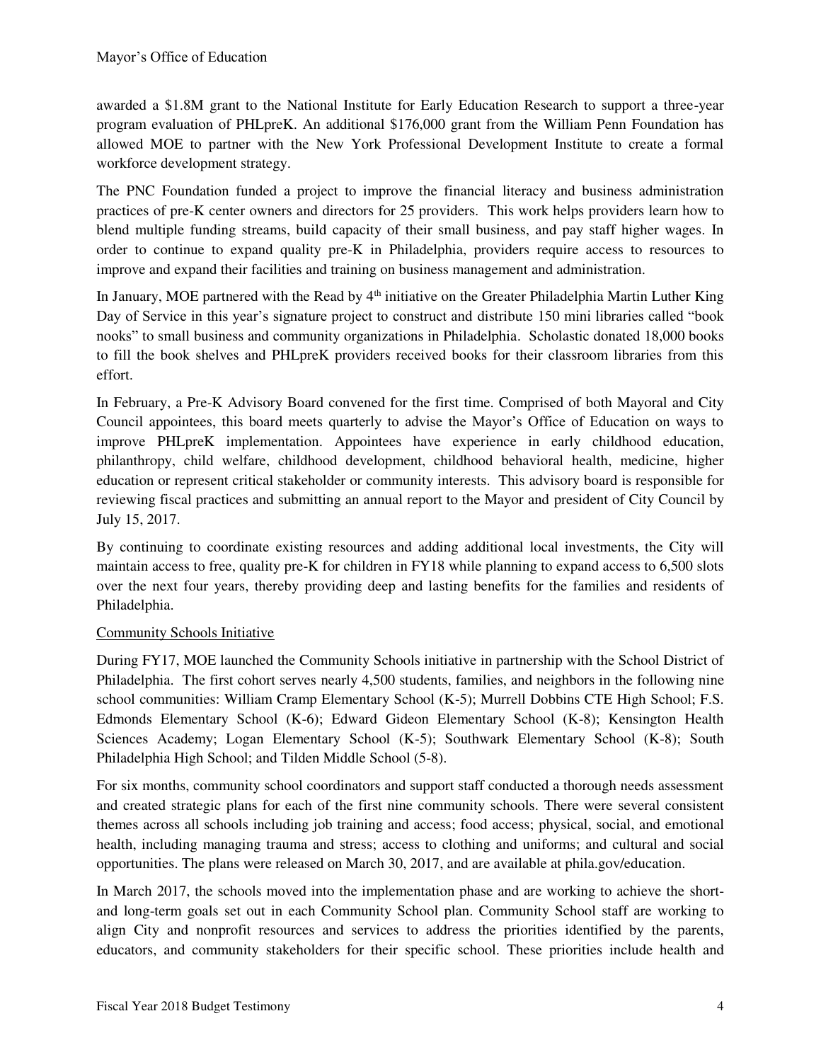awarded a $1.8M grant to the National Institute for Early Education Research to support a three-year program evaluation of PHLpreK. An additional $176,000 grant from the William Penn Foundation has allowed MOE to partner with the New York Professional Development Institute to create a formal workforce development strategy.

The PNC Foundation funded a project to improve the financial literacy and business administration practices of pre-K center owners and directors for 25 providers. This work helps providers learn how to blend multiple funding streams, build capacity of their small business, and pay staff higher wages. In order to continue to expand quality pre-K in Philadelphia, providers require access to resources to improve and expand their facilities and training on business management and administration.

In January, MOE partnered with the Read by 4th initiative on the Greater Philadelphia Martin Luther King Day of Service in this year's signature project to construct and distribute 150 mini libraries called "book nooks" to small business and community organizations in Philadelphia. Scholastic donated 18,000 books to fill the book shelves and PHLpreK providers received books for their classroom libraries from this effort.

In February, a Pre-K Advisory Board convened for the first time. Comprised of both Mayoral and City Council appointees, this board meets quarterly to advise the Mayor's Office of Education on ways to improve PHLpreK implementation. Appointees have experience in early childhood education, philanthropy, child welfare, childhood development, childhood behavioral health, medicine, higher education or represent critical stakeholder or community interests. This advisory board is responsible for reviewing fiscal practices and submitting an annual report to the Mayor and president of City Council by July 15, 2017.

By continuing to coordinate existing resources and adding additional local investments, the City will maintain access to free, quality pre-K for children in FY18 while planning to expand access to 6,500 slots over the next four years, thereby providing deep and lasting benefits for the families and residents of Philadelphia.

Community Schools Initiative

During FY17, MOE launched the Community Schools initiative in partnership with the School District of Philadelphia. The first cohort serves nearly 4,500 students, families, and neighbors in the following nine school communities: William Cramp Elementary School (K-5); Murrell Dobbins CTE High School; F.S. Edmonds Elementary School (K-6); Edward Gideon Elementary School (K-8); Kensington Health Sciences Academy; Logan Elementary School (K-5); Southwark Elementary School (K-8); South Philadelphia High School; and Tilden Middle School (5-8).

For six months, community school coordinators and support staff conducted a thorough needs assessment and created strategic plans for each of the first nine community schools. There were several consistent themes across all schools including job training and access; food access; physical, social, and emotional health, including managing trauma and stress; access to clothing and uniforms; and cultural and social opportunities. The plans were released on March 30, 2017, and are available at phila.gov/education.

In March 2017, the schools moved into the implementation phase and are working to achieve the short- and long-term goals set out in each Community School plan. Community School staff are working to align City and nonprofit resources and services to address the priorities identified by the parents, educators, and community stakeholders for their specific school. These priorities include health and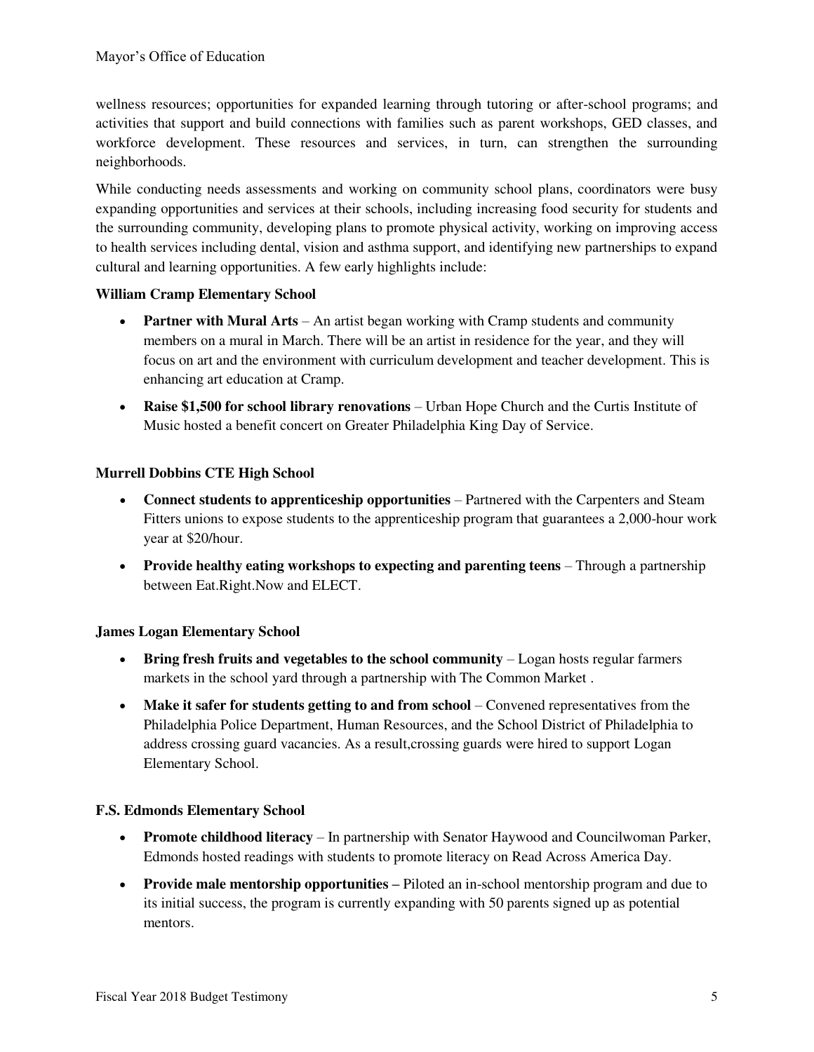wellness resources; opportunities for expanded learning through tutoring or after-school programs; and activities that support and build connections with families such as parent workshops, GED classes, and workforce development. These resources and services, in turn, can strengthen the surrounding neighborhoods.

While conducting needs assessments and working on community school plans, coordinators were busy expanding opportunities and services at their schools, including increasing food security for students and the surrounding community, developing plans to promote physical activity, working on improving access to health services including dental, vision and asthma support, and identifying new partnerships to expand cultural and learning opportunities. A few early highlights include:

**William Cramp Elementary School**

- **Partner with Mural Arts** – An artist began working with Cramp students and community members on a mural in March. There will be an artist in residence for the year, and they will focus on art and the environment with curriculum development and teacher development. This is enhancing art education at Cramp.
- **Raise $1,500 for school library renovations** – Urban Hope Church and the Curtis Institute of Music hosted a benefit concert on Greater Philadelphia King Day of Service.

**Murrell Dobbins CTE High School**

- **Connect students to apprenticeship opportunities** – Partnered with the Carpenters and Steam Fitters unions to expose students to the apprenticeship program that guarantees a 2,000-hour work year at $20/hour.
- **Provide healthy eating workshops to expecting and parenting teens** – Through a partnership between Eat.Right.Now and ELECT.

**James Logan Elementary School**

- **Bring fresh fruits and vegetables to the school community** – Logan hosts regular farmers markets in the school yard through a partnership with The Common Market .
- **Make it safer for students getting to and from school** – Convened representatives from the Philadelphia Police Department, Human Resources, and the School District of Philadelphia to address crossing guard vacancies. As a result,crossing guards were hired to support Logan Elementary School.

**F.S. Edmonds Elementary School**

- **Promote childhood literacy** – In partnership with Senator Haywood and Councilwoman Parker, Edmonds hosted readings with students to promote literacy on Read Across America Day.
- **Provide male mentorship opportunities –** Piloted an in-school mentorship program and due to its initial success, the program is currently expanding with 50 parents signed up as potential mentors.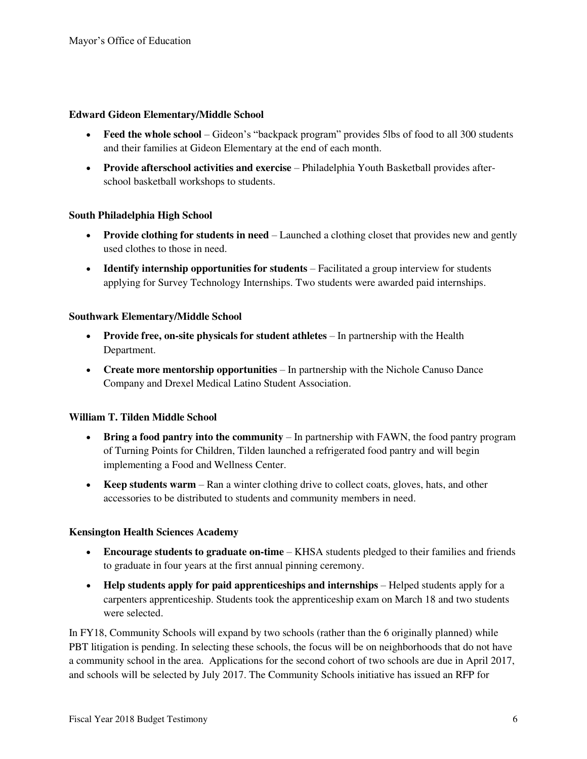**Edward Gideon Elementary/Middle School**

- **Feed the whole school** – Gideon's "backpack program" provides 5lbs of food to all 300 students and their families at Gideon Elementary at the end of each month.
- **Provide afterschool activities and exercise** – Philadelphia Youth Basketball provides after-school basketball workshops to students.

**South Philadelphia High School**

- **Provide clothing for students in need** – Launched a clothing closet that provides new and gently used clothes to those in need.
- **Identify internship opportunities for students** – Facilitated a group interview for students applying for Survey Technology Internships. Two students were awarded paid internships.

**Southwark Elementary/Middle School**

- **Provide free, on-site physicals for student athletes** – In partnership with the Health Department.
- **Create more mentorship opportunities** – In partnership with the Nichole Canuso Dance Company and Drexel Medical Latino Student Association.

**William T. Tilden Middle School**

- **Bring a food pantry into the community** – In partnership with FAWN, the food pantry program of Turning Points for Children, Tilden launched a refrigerated food pantry and will begin implementing a Food and Wellness Center.
- **Keep students warm** – Ran a winter clothing drive to collect coats, gloves, hats, and other accessories to be distributed to students and community members in need.

**Kensington Health Sciences Academy**

- **Encourage students to graduate on-time** – KHSA students pledged to their families and friends to graduate in four years at the first annual pinning ceremony.
- **Help students apply for paid apprenticeships and internships** – Helped students apply for a carpenters apprenticeship. Students took the apprenticeship exam on March 18 and two students were selected.

In FY18, Community Schools will expand by two schools (rather than the 6 originally planned) while PBT litigation is pending. In selecting these schools, the focus will be on neighborhoods that do not have a community school in the area. Applications for the second cohort of two schools are due in April 2017, and schools will be selected by July 2017. The Community Schools initiative has issued an RFP for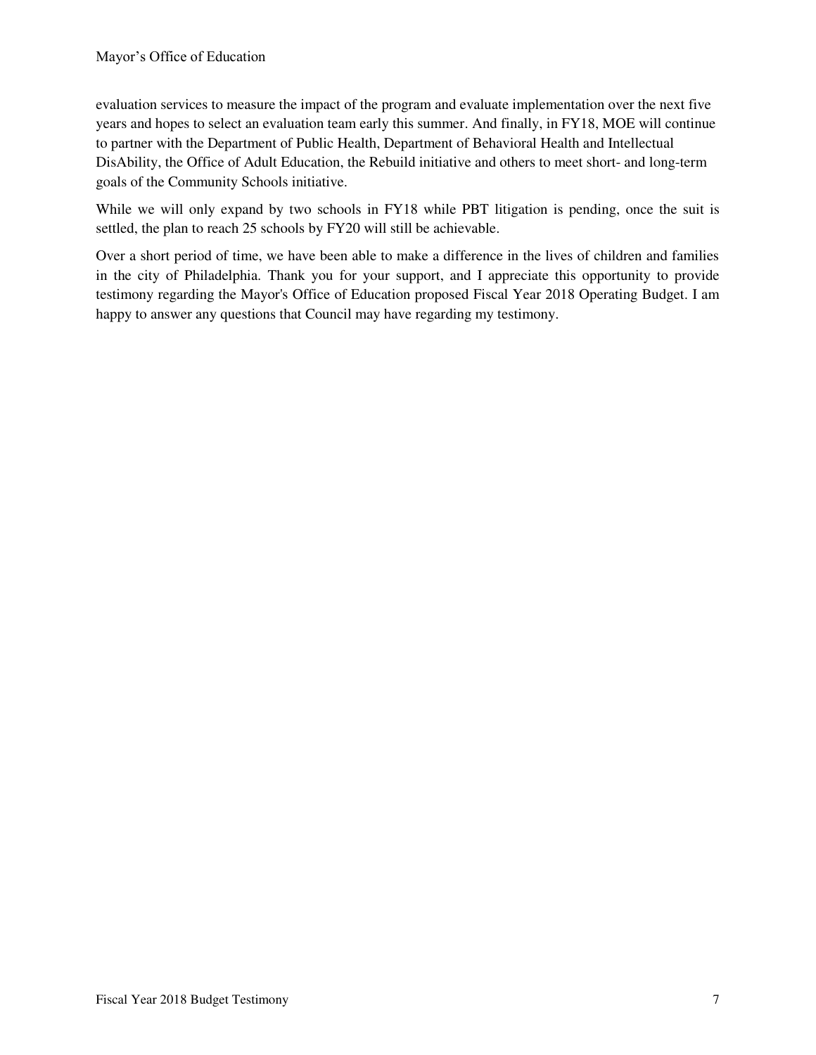evaluation services to measure the impact of the program and evaluate implementation over the next five years and hopes to select an evaluation team early this summer. And finally, in FY18, MOE will continue to partner with the Department of Public Health, Department of Behavioral Health and Intellectual DisAbility, the Office of Adult Education, the Rebuild initiative and others to meet short- and long-term goals of the Community Schools initiative.

While we will only expand by two schools in FY18 while PBT litigation is pending, once the suit is settled, the plan to reach 25 schools by FY20 will still be achievable.

Over a short period of time, we have been able to make a difference in the lives of children and families in the city of Philadelphia. Thank you for your support, and I appreciate this opportunity to provide testimony regarding the Mayor's Office of Education proposed Fiscal Year 2018 Operating Budget. I am happy to answer any questions that Council may have regarding my testimony.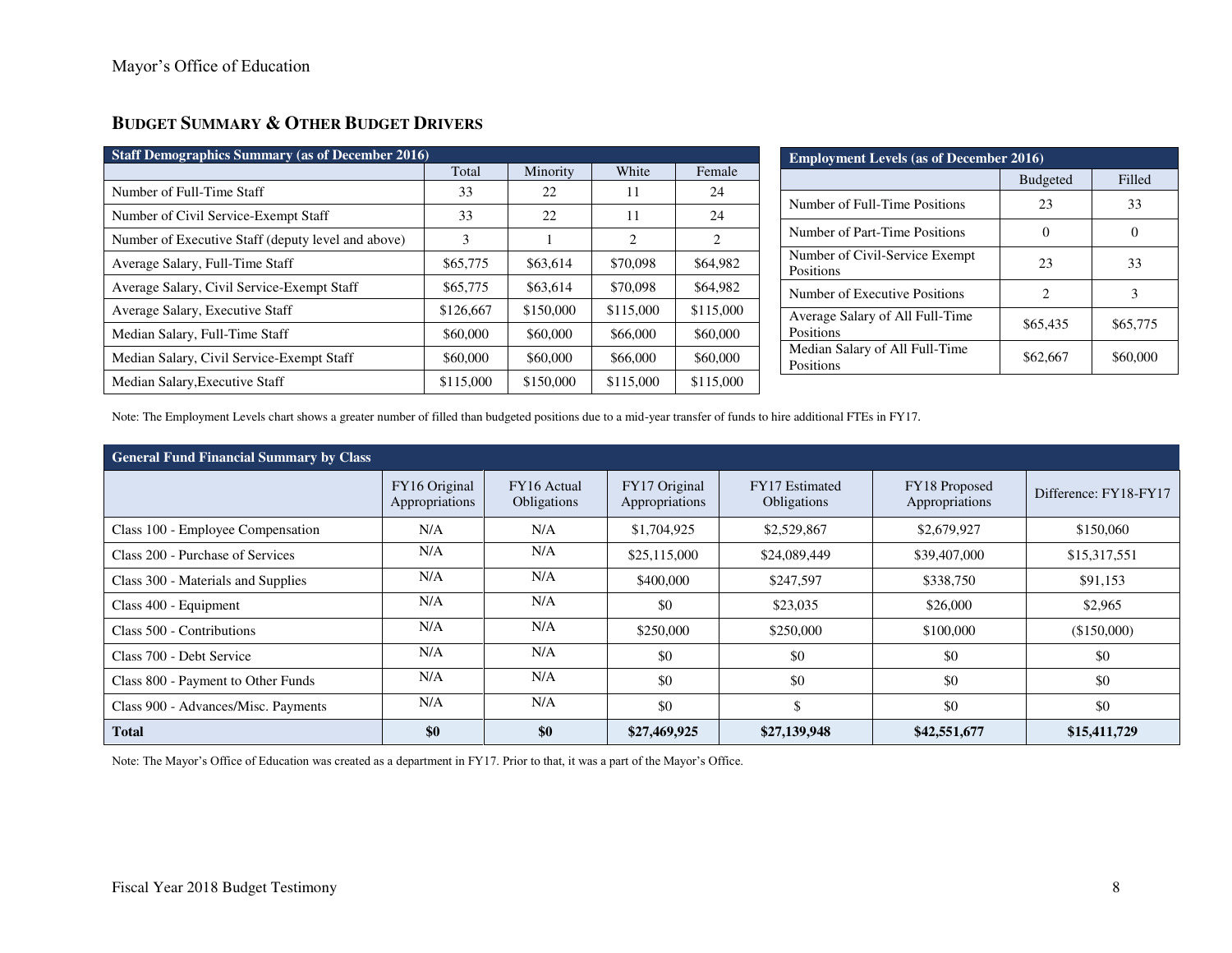## BUDGET SUMMARY & OTHER BUDGET DRIVERS

| Staff Demographics Summary (as of December 2016) | | | | |
|---|---|---|---|---|
| | Total | Minority | White | Female |
| Number of Full-Time Staff | 33 | 22 | 11 | 24 |
| Number of Civil Service-Exempt Staff | 33 | 22 | 11 | 24 |
| Number of Executive Staff (deputy level and above) | 3 | 1 | 2 | 2 |
| Average Salary, Full-Time Staff | $65,775 | $63,614 | $70,098 | $64,982 |
| Average Salary, Civil Service-Exempt Staff | $65,775 | $63,614 | $70,098 | $64,982 |
| Average Salary, Executive Staff | $126,667 | $150,000 | $115,000 | $115,000 |
| Median Salary, Full-Time Staff | $60,000 | $60,000 | $66,000 | $60,000 |
| Median Salary, Civil Service-Exempt Staff | $60,000 | $60,000 | $66,000 | $60,000 |
| Median Salary,Executive Staff | $115,000 | $150,000 | $115,000 | $115,000 |

| Employment Levels (as of December 2016) | | |
|---|---|---|
| | Budgeted | Filled |
| Number of Full-Time Positions | 23 | 33 |
| Number of Part-Time Positions | 0 | 0 |
| Number of Civil-Service Exempt Positions | 23 | 33 |
| Number of Executive Positions | 2 | 3 |
| Average Salary of All Full-Time Positions | $65,435 | $65,775 |
| Median Salary of All Full-Time Positions | $62,667 | $60,000 |

Note: The Employment Levels chart shows a greater number of filled than budgeted positions due to a mid-year transfer of funds to hire additional FTEs in FY17.

| General Fund Financial Summary by Class | | | | | | |
|---|---|---|---|---|---|---|
| | FY16 Original Appropriations | FY16 Actual Obligations | FY17 Original Appropriations | FY17 Estimated Obligations | FY18 Proposed Appropriations | Difference: FY18-FY17 |
| Class 100 - Employee Compensation | N/A | N/A | $1,704,925 | $2,529,867 | $2,679,927 | $150,060 |
| Class 200 - Purchase of Services | N/A | N/A | $25,115,000 | $24,089,449 | $39,407,000 | $15,317,551 |
| Class 300 - Materials and Supplies | N/A | N/A | $400,000 | $247,597 | $338,750 | $91,153 |
| Class 400 - Equipment | N/A | N/A | $0 | $23,035 | $26,000 | $2,965 |
| Class 500 - Contributions | N/A | N/A | $250,000 | $250,000 | $100,000 | ($150,000) |
| Class 700 - Debt Service | N/A | N/A | $0 | $0 | $0 | $0 |
| Class 800 - Payment to Other Funds | N/A | N/A | $0 | $0 | $0 | $0 |
| Class 900 - Advances/Misc. Payments | N/A | N/A | $0 | $ | $0 | $0 |
| **Total** | **$0** | **$0** | **$27,469,925** | **$27,139,948** | **$42,551,677** | **$15,411,729** |

Note: The Mayor's Office of Education was created as a department in FY17. Prior to that, it was a part of the Mayor's Office.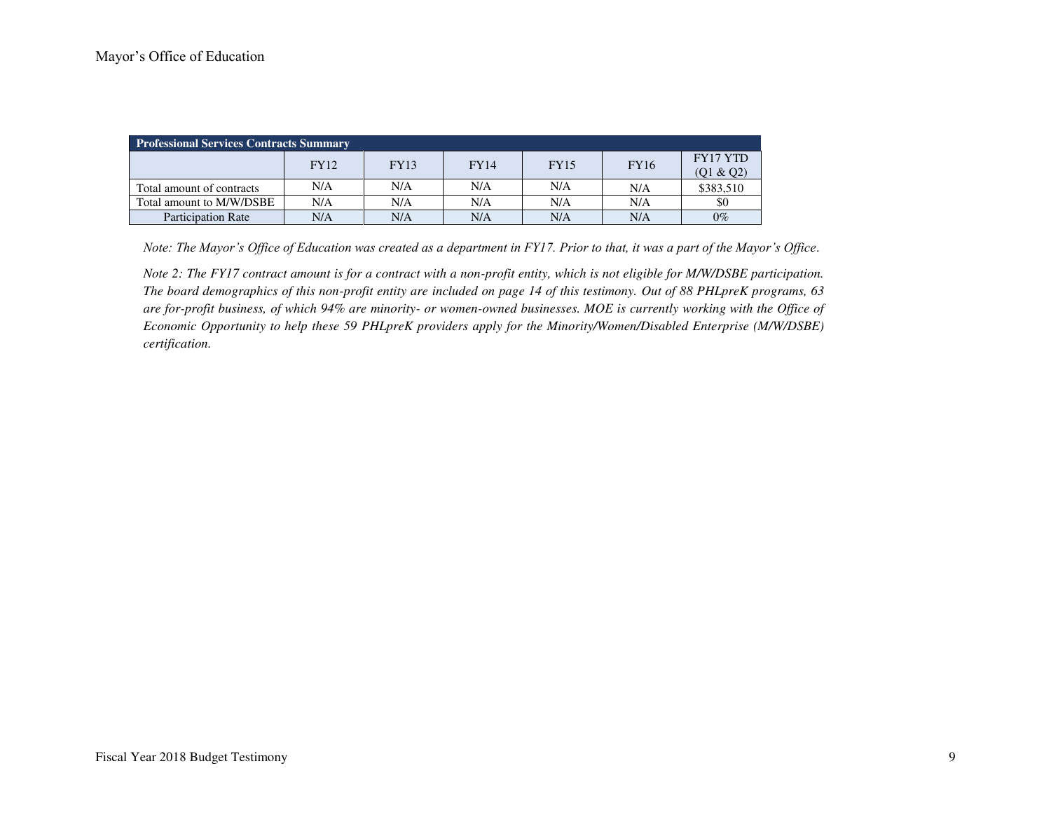| Professional Services Contracts Summary | | | | | | |
|---|---|---|---|---|---|---|
| | FY12 | FY13 | FY14 | FY15 | FY16 | FY17 YTD (Q1 & Q2) |
| Total amount of contracts | N/A | N/A | N/A | N/A | N/A | $383,510 |
| Total amount to M/W/DSBE | N/A | N/A | N/A | N/A | N/A | $0 |
| Participation Rate | N/A | N/A | N/A | N/A | N/A | 0% |

*Note: The Mayor's Office of Education was created as a department in FY17. Prior to that, it was a part of the Mayor's Office.*

*Note 2: The FY17 contract amount is for a contract with a non-profit entity, which is not eligible for M/W/DSBE participation. The board demographics of this non-profit entity are included on page 14 of this testimony. Out of 88 PHLpreK programs, 63 are for-profit business, of which 94% are minority- or women-owned businesses. MOE is currently working with the Office of Economic Opportunity to help these 59 PHLpreK providers apply for the Minority/Women/Disabled Enterprise (M/W/DSBE) certification.*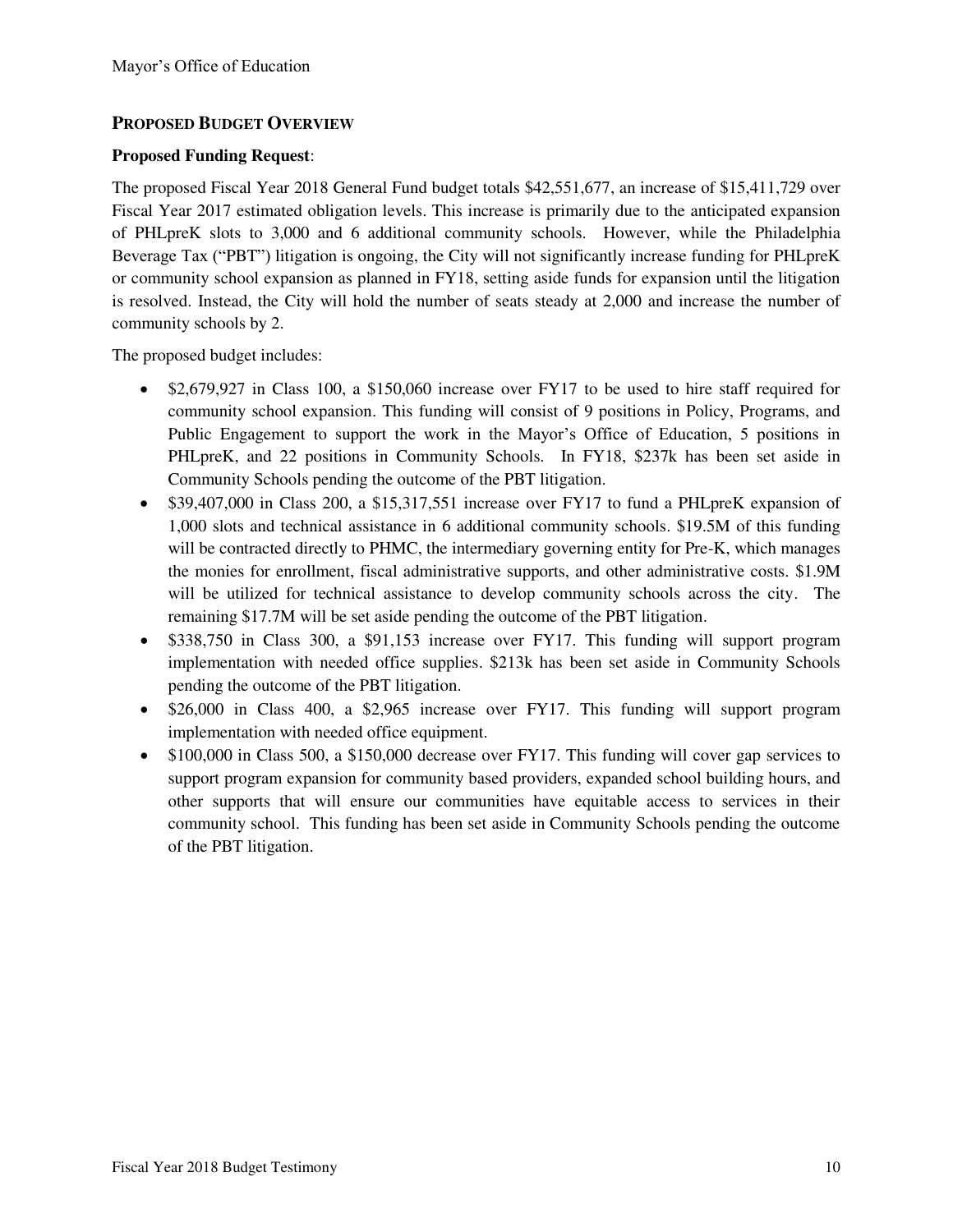## PROPOSED BUDGET OVERVIEW

**Proposed Funding Request**:

The proposed Fiscal Year 2018 General Fund budget totals $42,551,677, an increase of $15,411,729 over Fiscal Year 2017 estimated obligation levels. This increase is primarily due to the anticipated expansion of PHLpreK slots to 3,000 and 6 additional community schools. However, while the Philadelphia Beverage Tax ("PBT") litigation is ongoing, the City will not significantly increase funding for PHLpreK or community school expansion as planned in FY18, setting aside funds for expansion until the litigation is resolved. Instead, the City will hold the number of seats steady at 2,000 and increase the number of community schools by 2.

The proposed budget includes:

- $2,679,927 in Class 100, a $150,060 increase over FY17 to be used to hire staff required for community school expansion. This funding will consist of 9 positions in Policy, Programs, and Public Engagement to support the work in the Mayor's Office of Education, 5 positions in PHLpreK, and 22 positions in Community Schools. In FY18, $237k has been set aside in Community Schools pending the outcome of the PBT litigation.
- $39,407,000 in Class 200, a $15,317,551 increase over FY17 to fund a PHLpreK expansion of 1,000 slots and technical assistance in 6 additional community schools. $19.5M of this funding will be contracted directly to PHMC, the intermediary governing entity for Pre-K, which manages the monies for enrollment, fiscal administrative supports, and other administrative costs. $1.9M will be utilized for technical assistance to develop community schools across the city. The remaining $17.7M will be set aside pending the outcome of the PBT litigation.
- $338,750 in Class 300, a $91,153 increase over FY17. This funding will support program implementation with needed office supplies. $213k has been set aside in Community Schools pending the outcome of the PBT litigation.
- $26,000 in Class 400, a $2,965 increase over FY17. This funding will support program implementation with needed office equipment.
- $100,000 in Class 500, a $150,000 decrease over FY17. This funding will cover gap services to support program expansion for community based providers, expanded school building hours, and other supports that will ensure our communities have equitable access to services in their community school. This funding has been set aside in Community Schools pending the outcome of the PBT litigation.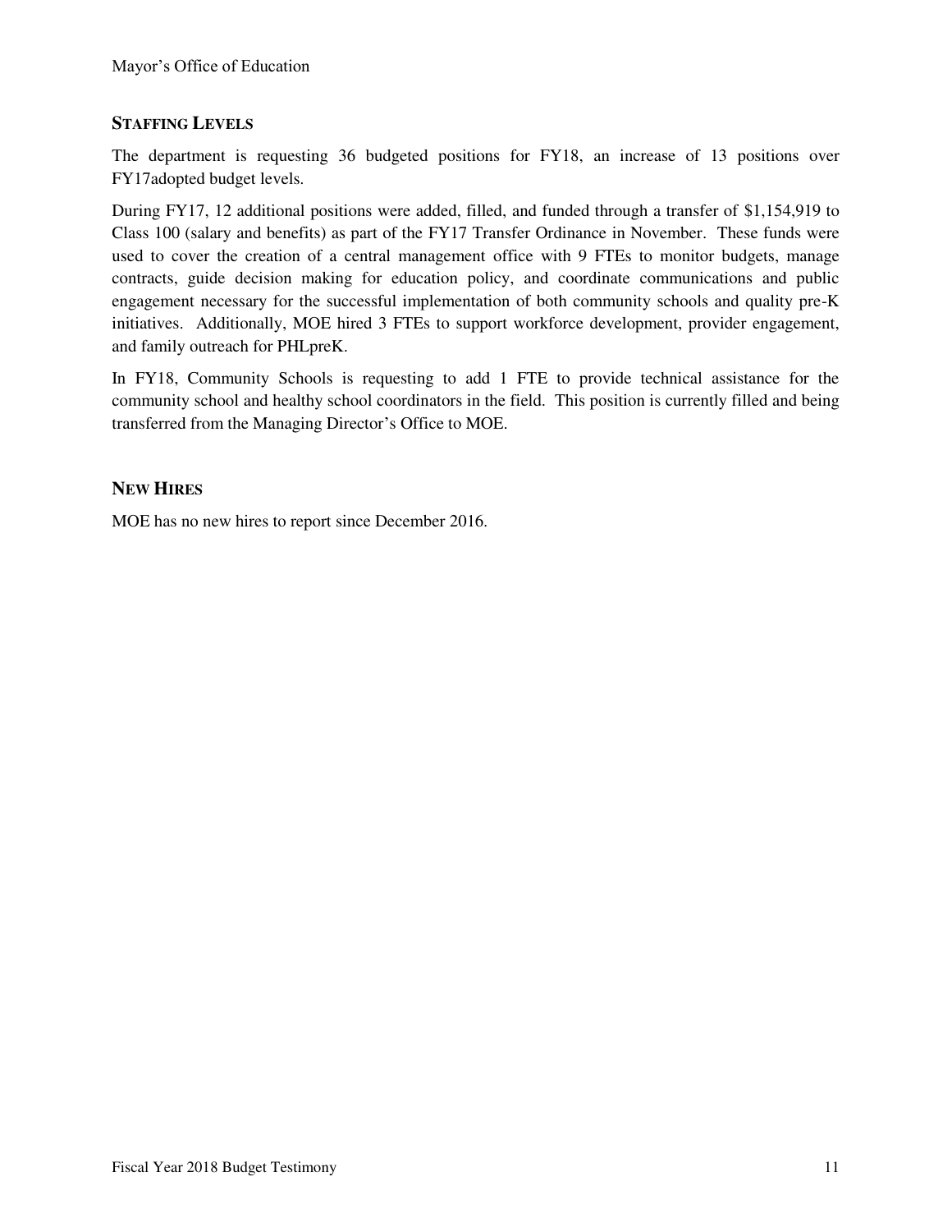## STAFFING LEVELS

The department is requesting 36 budgeted positions for FY18, an increase of 13 positions over FY17adopted budget levels.

During FY17, 12 additional positions were added, filled, and funded through a transfer of $1,154,919 to Class 100 (salary and benefits) as part of the FY17 Transfer Ordinance in November. These funds were used to cover the creation of a central management office with 9 FTEs to monitor budgets, manage contracts, guide decision making for education policy, and coordinate communications and public engagement necessary for the successful implementation of both community schools and quality pre-K initiatives. Additionally, MOE hired 3 FTEs to support workforce development, provider engagement, and family outreach for PHLpreK.

In FY18, Community Schools is requesting to add 1 FTE to provide technical assistance for the community school and healthy school coordinators in the field. This position is currently filled and being transferred from the Managing Director's Office to MOE.

## NEW HIRES

MOE has no new hires to report since December 2016.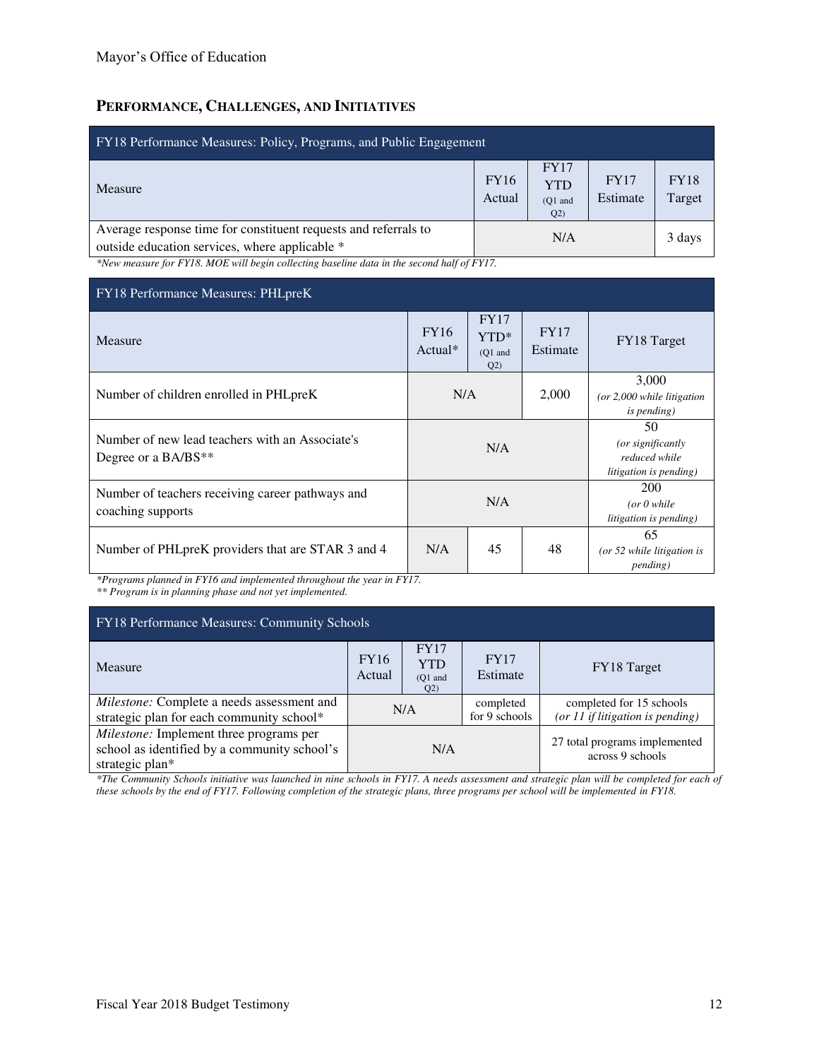Mayor's Office of Education

## PERFORMANCE, CHALLENGES, AND INITIATIVES

| FY18 Performance Measures: Policy, Programs, and Public Engagement | | | | |
|---|---|---|---|---|
| Measure | FY16 Actual | FY17 YTD (Q1 and Q2) | FY17 Estimate | FY18 Target |
| Average response time for constituent requests and referrals to outside education services, where applicable * | N/A | | | 3 days |

*\*New measure for FY18. MOE will begin collecting baseline data in the second half of FY17.*

| FY18 Performance Measures: PHLpreK | | | | |
|---|---|---|---|---|
| Measure | FY16 Actual* | FY17 YTD* (Q1 and Q2) | FY17 Estimate | FY18 Target |
| Number of children enrolled in PHLpreK | N/A | | 2,000 | 3,000 *(or 2,000 while litigation is pending)* |
| Number of new lead teachers with an Associate's Degree or a BA/BS** | N/A | | | 50 *(or significantly reduced while litigation is pending)* |
| Number of teachers receiving career pathways and coaching supports | N/A | | | 200 *(or 0 while litigation is pending)* |
| Number of PHLpreK providers that are STAR 3 and 4 | N/A | 45 | 48 | 65 *(or 52 while litigation is pending)* |

*\*Programs planned in FY16 and implemented throughout the year in FY17.*
*\*\* Program is in planning phase and not yet implemented.*

| FY18 Performance Measures: Community Schools | | | | |
|---|---|---|---|---|
| Measure | FY16 Actual | FY17 YTD (Q1 and Q2) | FY17 Estimate | FY18 Target |
| *Milestone:* Complete a needs assessment and strategic plan for each community school* | N/A | | completed for 9 schools | completed for 15 schools *(or 11 if litigation is pending)* |
| *Milestone:* Implement three programs per school as identified by a community school's strategic plan* | N/A | | | 27 total programs implemented across 9 schools |

*\*The Community Schools initiative was launched in nine schools in FY17. A needs assessment and strategic plan will be completed for each of these schools by the end of FY17. Following completion of the strategic plans, three programs per school will be implemented in FY18.*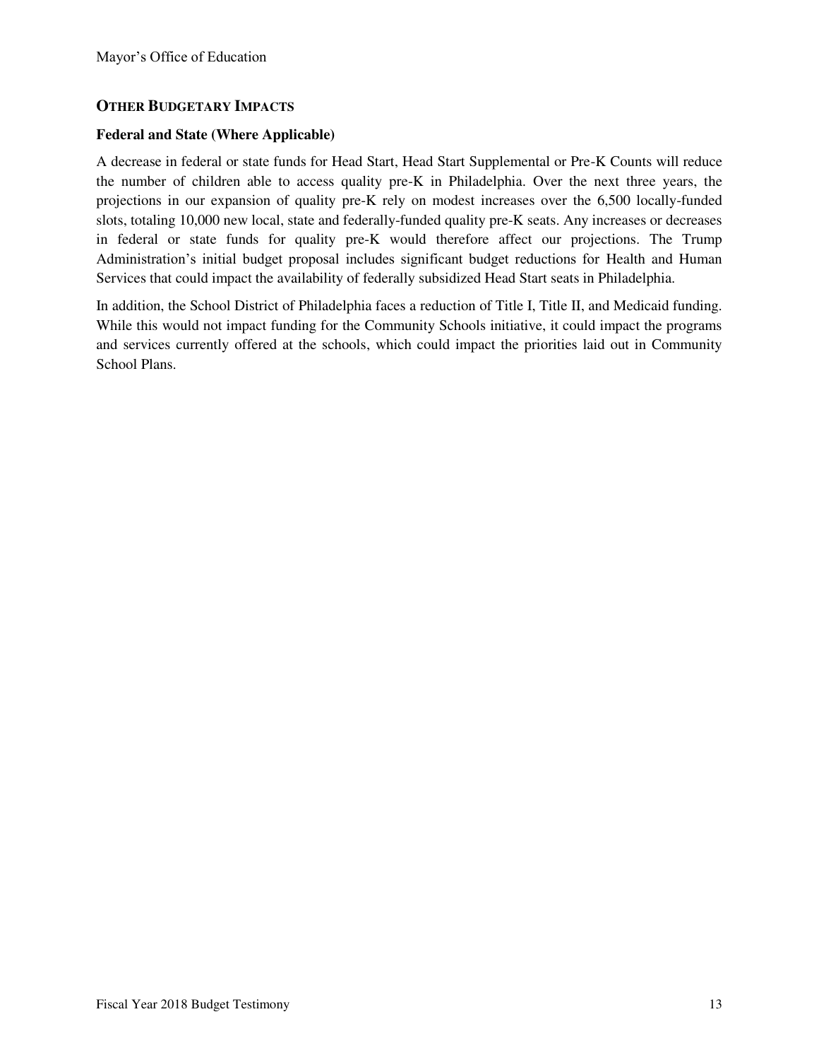## OTHER BUDGETARY IMPACTS

### Federal and State (Where Applicable)

A decrease in federal or state funds for Head Start, Head Start Supplemental or Pre-K Counts will reduce the number of children able to access quality pre-K in Philadelphia. Over the next three years, the projections in our expansion of quality pre-K rely on modest increases over the 6,500 locally-funded slots, totaling 10,000 new local, state and federally-funded quality pre-K seats. Any increases or decreases in federal or state funds for quality pre-K would therefore affect our projections. The Trump Administration's initial budget proposal includes significant budget reductions for Health and Human Services that could impact the availability of federally subsidized Head Start seats in Philadelphia.

In addition, the School District of Philadelphia faces a reduction of Title I, Title II, and Medicaid funding. While this would not impact funding for the Community Schools initiative, it could impact the programs and services currently offered at the schools, which could impact the priorities laid out in Community School Plans.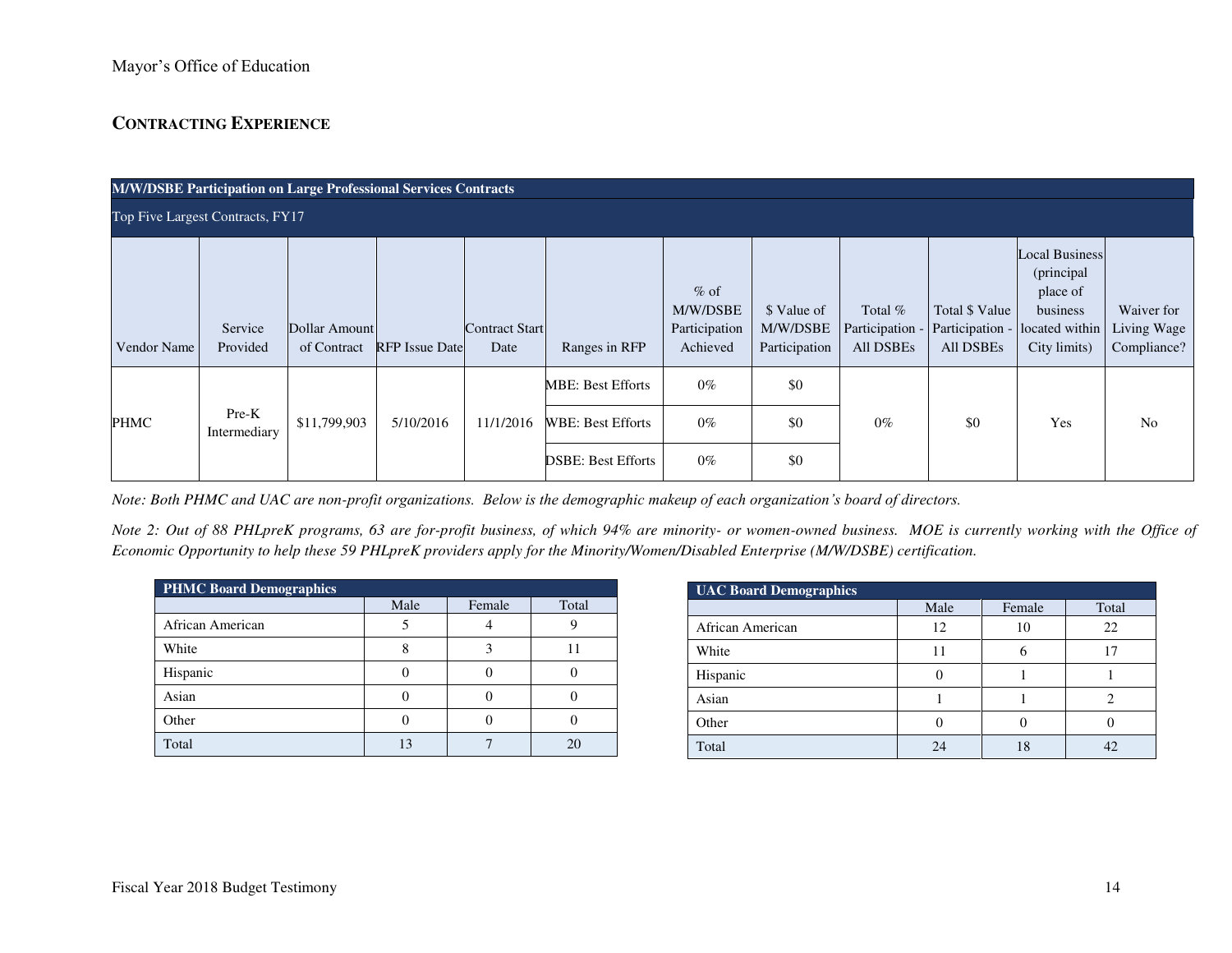## CONTRACTING EXPERIENCE

| M/W/DSBE Participation on Large Professional Services Contracts | | | | | | | | | | | |
|---|---|---|---|---|---|---|---|---|---|---|---|
| Top Five Largest Contracts, FY17 | | | | | | | | | | | |
| Vendor Name | Service Provided | Dollar Amount of Contract | RFP Issue Date | Contract Start Date | Ranges in RFP | % of M/W/DSBE Participation Achieved | $ Value of M/W/DSBE Participation | Total % Participation - All DSBEs | Total $ Value Participation - All DSBEs | Local Business (principal place of business located within City limits) | Waiver for Living Wage Compliance? |
| PHMC | Pre-K Intermediary | $11,799,903 | 5/10/2016 | 11/1/2016 | MBE: Best Efforts | 0% | $0 | 0% | $0 | Yes | No |
| | | | | | WBE: Best Efforts | 0% | $0 | | | | |
| | | | | | DSBE: Best Efforts | 0% | $0 | | | | |

*Note: Both PHMC and UAC are non-profit organizations. Below is the demographic makeup of each organization's board of directors.*

*Note 2: Out of 88 PHLpreK programs, 63 are for-profit business, of which 94% are minority- or women-owned business. MOE is currently working with the Office of Economic Opportunity to help these 59 PHLpreK providers apply for the Minority/Women/Disabled Enterprise (M/W/DSBE) certification.*

| PHMC Board Demographics | | | |
|---|---|---|---|
| | Male | Female | Total |
| African American | 5 | 4 | 9 |
| White | 8 | 3 | 11 |
| Hispanic | 0 | 0 | 0 |
| Asian | 0 | 0 | 0 |
| Other | 0 | 0 | 0 |
| Total | 13 | 7 | 20 |

| UAC Board Demographics | | | |
|---|---|---|---|
| | Male | Female | Total |
| African American | 12 | 10 | 22 |
| White | 11 | 6 | 17 |
| Hispanic | 0 | 1 | 1 |
| Asian | 1 | 1 | 2 |
| Other | 0 | 0 | 0 |
| Total | 24 | 18 | 42 |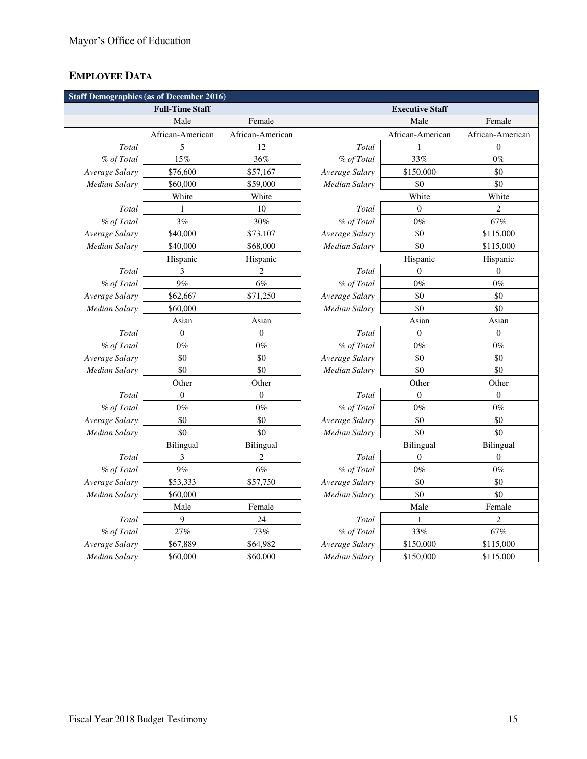# Mayor's Office of Education

## EMPLOYEE DATA

| Staff Demographics (as of December 2016) | | | | | |
|---|---|---|---|---|---|
| **Full-Time Staff** | | | **Executive Staff** | | |
| | Male | Female | | Male | Female |
| | African-American | African-American | | African-American | African-American |
| *Total* | 5 | 12 | *Total* | 1 | 0 |
| *% of Total* | 15% | 36% | *% of Total* | 33% | 0% |
| *Average Salary* | $76,600 | $57,167 | *Average Salary* | $150,000 | $0 |
| *Median Salary* | $60,000 | $59,000 | *Median Salary* | $0 | $0 |
| | White | White | | White | White |
| *Total* | 1 | 10 | *Total* | 0 | 2 |
| *% of Total* | 3% | 30% | *% of Total* | 0% | 67% |
| *Average Salary* | $40,000 | $73,107 | *Average Salary* | $0 | $115,000 |
| *Median Salary* | $40,000 | $68,000 | *Median Salary* | $0 | $115,000 |
| | Hispanic | Hispanic | | Hispanic | Hispanic |
| *Total* | 3 | 2 | *Total* | 0 | 0 |
| *% of Total* | 9% | 6% | *% of Total* | 0% | 0% |
| *Average Salary* | $62,667 | $71,250 | *Average Salary* | $0 | $0 |
| *Median Salary* | $60,000 | | *Median Salary* | $0 | $0 |
| | Asian | Asian | | Asian | Asian |
| *Total* | 0 | 0 | *Total* | 0 | 0 |
| *% of Total* | 0% | 0% | *% of Total* | 0% | 0% |
| *Average Salary* | $0 | $0 | *Average Salary* | $0 | $0 |
| *Median Salary* | $0 | $0 | *Median Salary* | $0 | $0 |
| | Other | Other | | Other | Other |
| *Total* | 0 | 0 | *Total* | 0 | 0 |
| *% of Total* | 0% | 0% | *% of Total* | 0% | 0% |
| *Average Salary* | $0 | $0 | *Average Salary* | $0 | $0 |
| *Median Salary* | $0 | $0 | *Median Salary* | $0 | $0 |
| | Bilingual | Bilingual | | Bilingual | Bilingual |
| *Total* | 3 | 2 | *Total* | 0 | 0 |
| *% of Total* | 9% | 6% | *% of Total* | 0% | 0% |
| *Average Salary* | $53,333 | $57,750 | *Average Salary* | $0 | $0 |
| *Median Salary* | $60,000 | | *Median Salary* | $0 | $0 |
| | Male | Female | | Male | Female |
| *Total* | 9 | 24 | *Total* | 1 | 2 |
| *% of Total* | 27% | 73% | *% of Total* | 33% | 67% |
| *Average Salary* | $67,889 | $64,982 | *Average Salary* | $150,000 | $115,000 |
| *Median Salary* | $60,000 | $60,000 | *Median Salary* | $150,000 | $115,000 |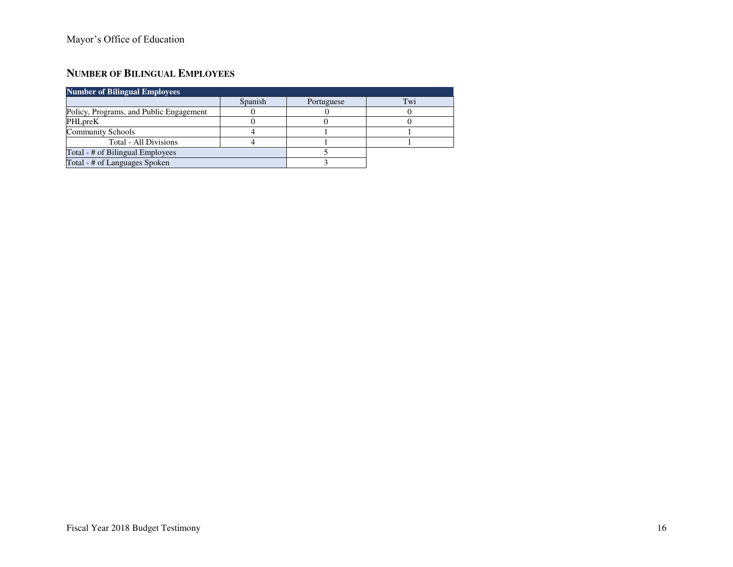## NUMBER OF BILINGUAL EMPLOYEES

| Number of Bilingual Employees | | | |
|---|---|---|---|
| | Spanish | Portuguese | Twi |
| Policy, Programs, and Public Engagement | 0 | 0 | 0 |
| PHLpreK | 0 | 0 | 0 |
| Community Schools | 4 | 1 | 1 |
| Total - All Divisions | 4 | 1 | 1 |
| Total - # of Bilingual Employees | | 5 | |
| Total - # of Languages Spoken | | 3 | |